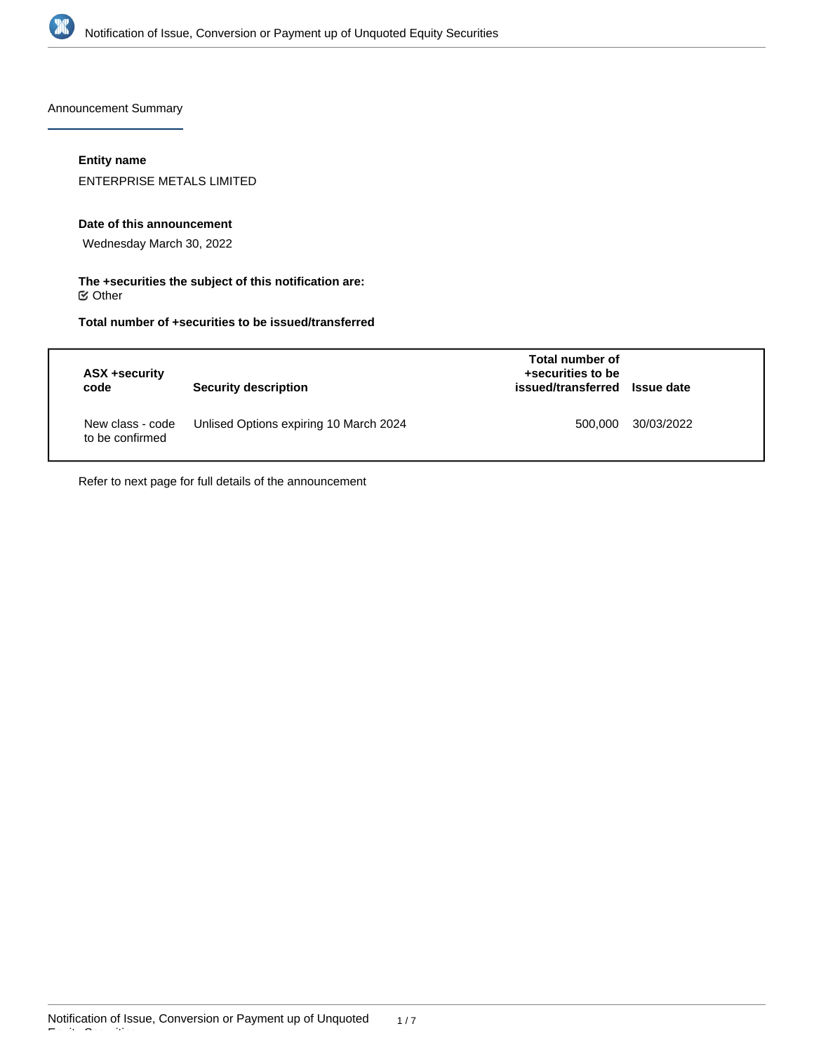## Announcement Summary

**Entity name**

ENTERPRISE METALS LIMITED

**Date of this announcement**

Wednesday March 30, 2022

**The +securities the subject of this notification are:**

☑ Other

**Total number of +securities to be issued/transferred**

| ASX +security code | Security description | Total number of +securities to be issued/transferred | Issue date |
|---|---|---|---|
| New class - code to be confirmed | Unlised Options expiring 10 March 2024 | 500,000 | 30/03/2022 |

Refer to next page for full details of the announcement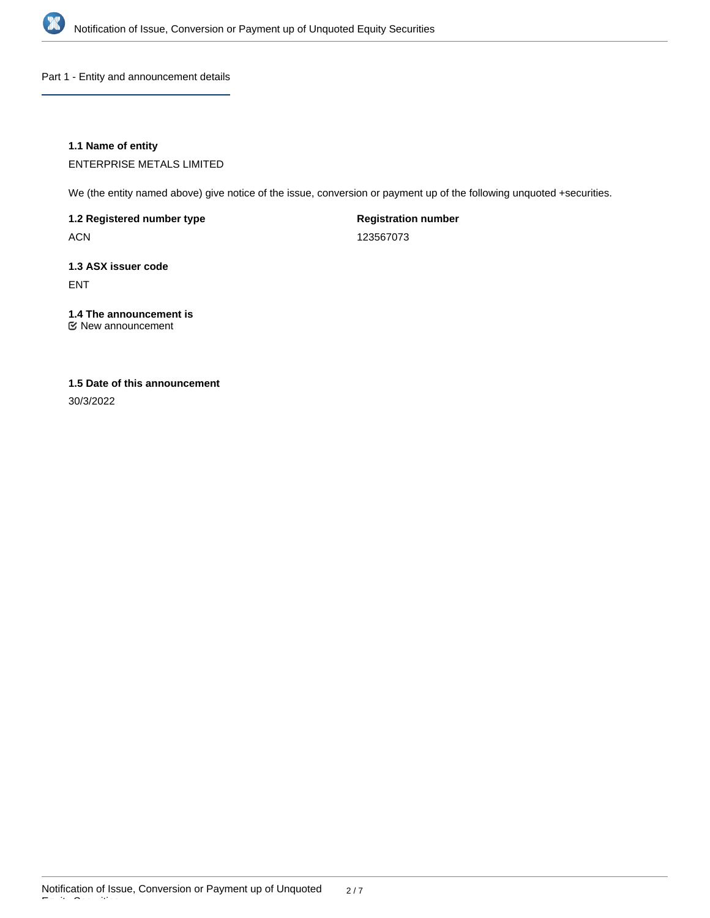## Part 1 - Entity and announcement details

**1.1 Name of entity**

ENTERPRISE METALS LIMITED

We (the entity named above) give notice of the issue, conversion or payment up of the following unquoted +securities.

**1.2 Registered number type**

ACN

**Registration number**

123567073

**1.3 ASX issuer code**

ENT

**1.4 The announcement is**

☑ New announcement

**1.5 Date of this announcement**

30/3/2022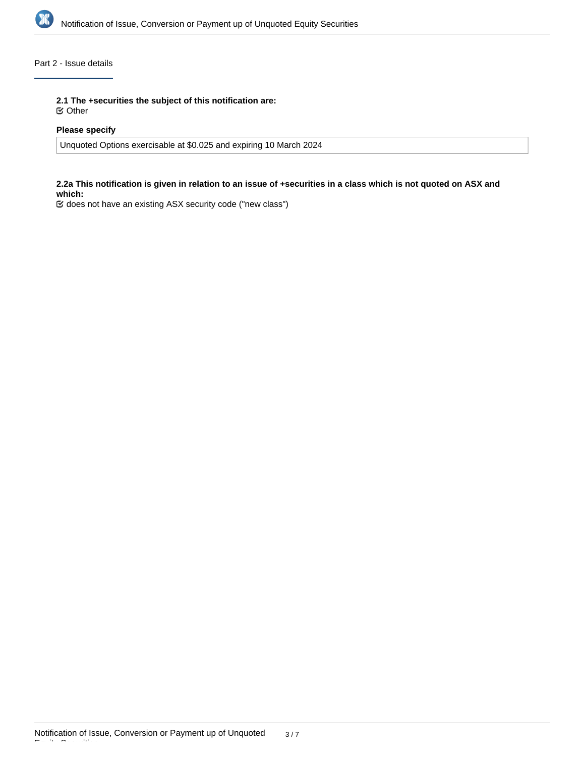## Part 2 - Issue details

**2.1 The +securities the subject of this notification are:**

☑ Other

**Please specify**

Unquoted Options exercisable at $0.025 and expiring 10 March 2024

**2.2a This notification is given in relation to an issue of +securities in a class which is not quoted on ASX and which:**

☑ does not have an existing ASX security code ("new class")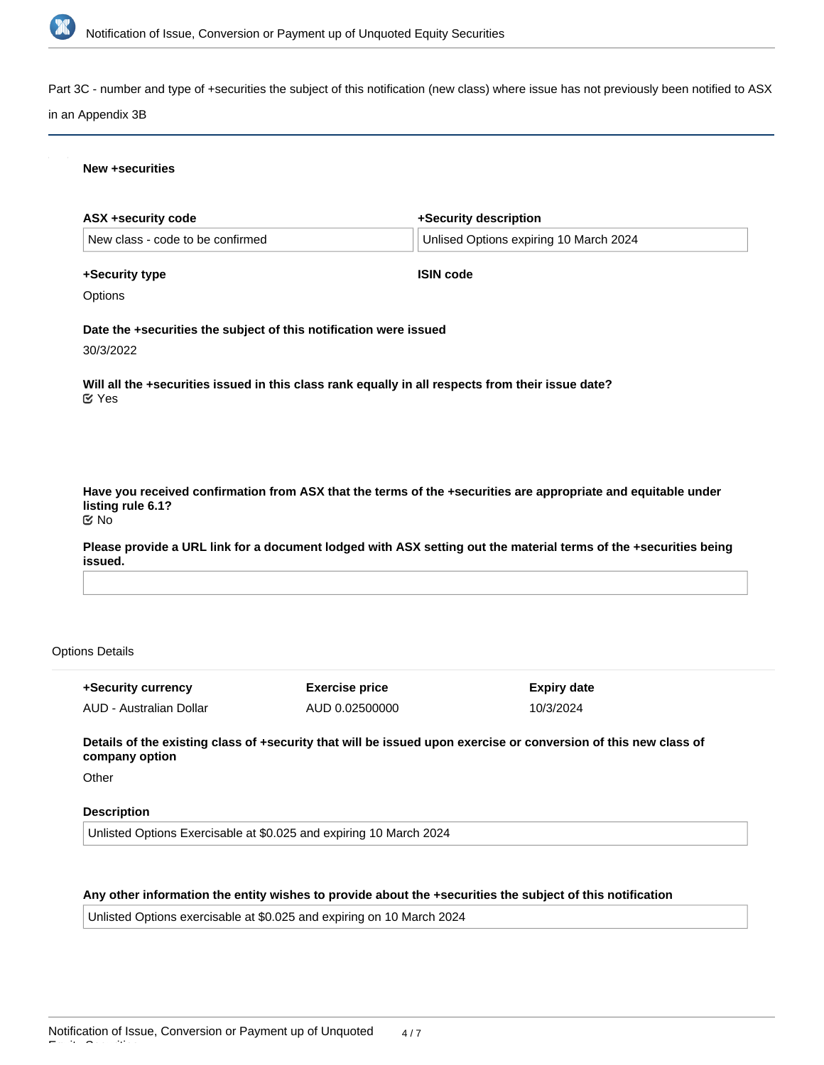Part 3C - number and type of +securities the subject of this notification (new class) where issue has not previously been notified to ASX in an Appendix 3B

**New +securities**

| **ASX +security code** | **+Security description** |
| --- | --- |
| New class - code to be confirmed | Unlised Options expiring 10 March 2024 |

**+Security type**

Options

**ISIN code**

**Date the +securities the subject of this notification were issued**

30/3/2022

**Will all the +securities issued in this class rank equally in all respects from their issue date?**

Yes

**Have you received confirmation from ASX that the terms of the +securities are appropriate and equitable under listing rule 6.1?**

No

**Please provide a URL link for a document lodged with ASX setting out the material terms of the +securities being issued.**

Options Details

| **+Security currency** | **Exercise price** | **Expiry date** |
| --- | --- | --- |
| AUD - Australian Dollar | AUD 0.02500000 | 10/3/2024 |

**Details of the existing class of +security that will be issued upon exercise or conversion of this new class of company option**

Other

**Description**

Unlisted Options Exercisable at $0.025 and expiring 10 March 2024

**Any other information the entity wishes to provide about the +securities the subject of this notification**

Unlisted Options exercisable at $0.025 and expiring on 10 March 2024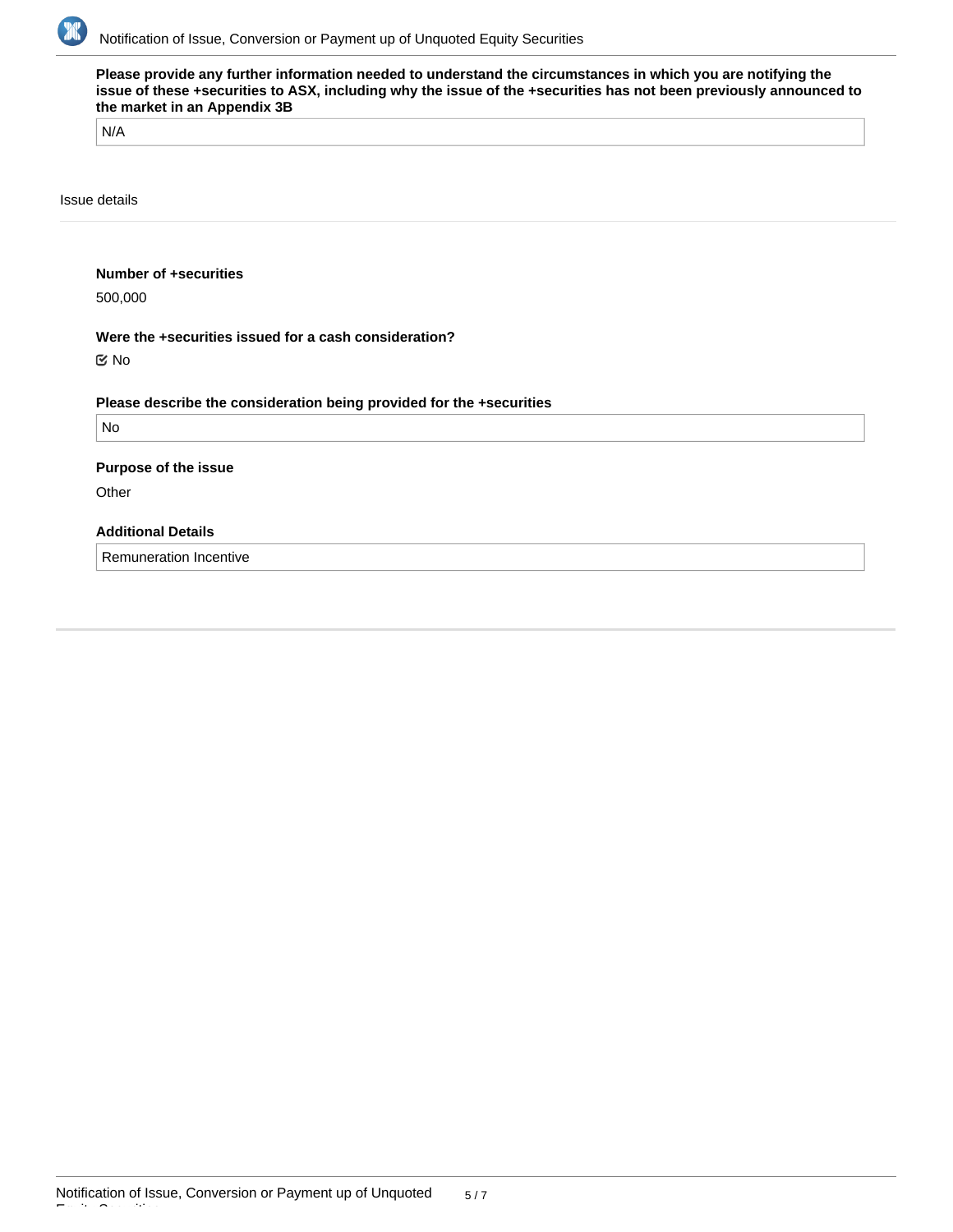**Please provide any further information needed to understand the circumstances in which you are notifying the issue of these +securities to ASX, including why the issue of the +securities has not been previously announced to the market in an Appendix 3B**

N/A

Issue details

**Number of +securities**

500,000

**Were the +securities issued for a cash consideration?**

☑ No

**Please describe the consideration being provided for the +securities**

No

**Purpose of the issue**

Other

**Additional Details**

Remuneration Incentive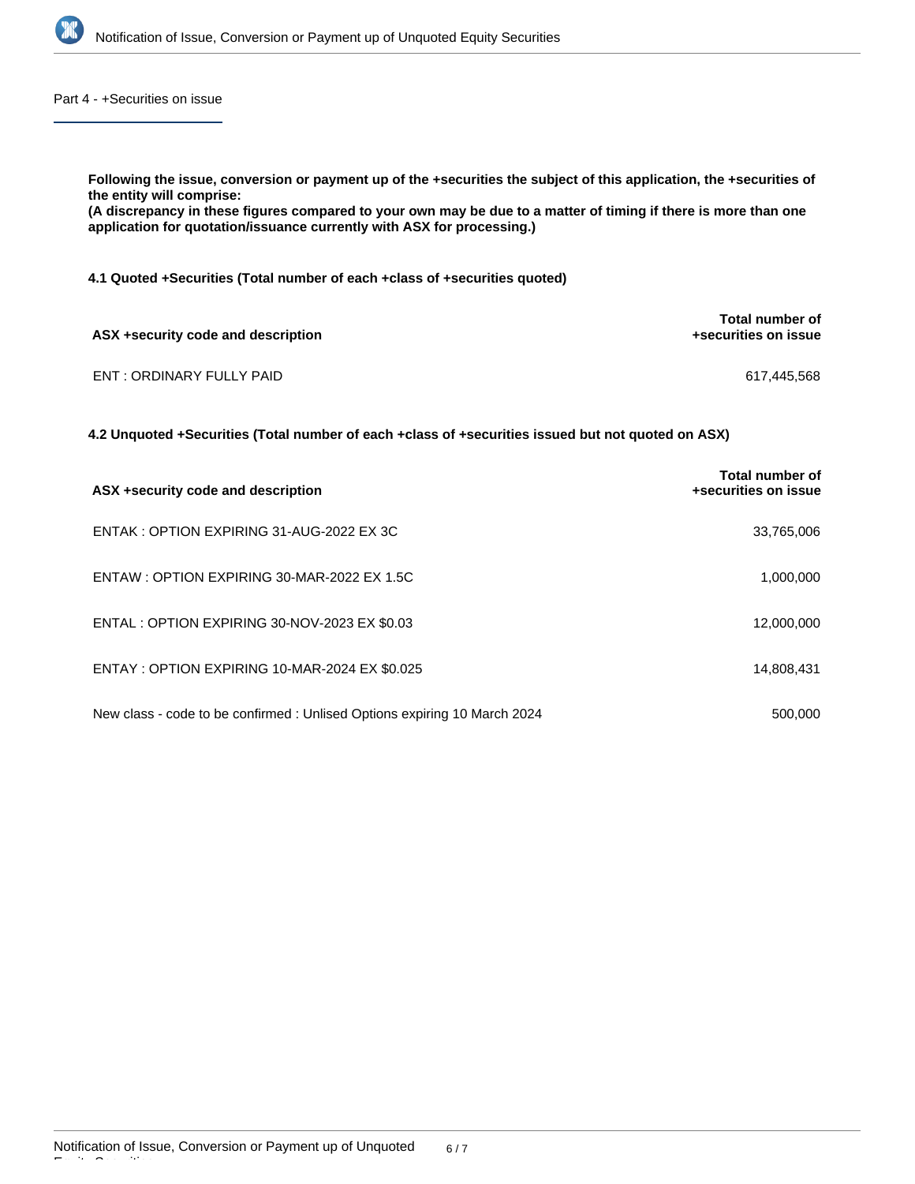## Part 4 - +Securities on issue

**Following the issue, conversion or payment up of the +securities the subject of this application, the +securities of the entity will comprise:**
**(A discrepancy in these figures compared to your own may be due to a matter of timing if there is more than one application for quotation/issuance currently with ASX for processing.)**

**4.1 Quoted +Securities (Total number of each +class of +securities quoted)**

| ASX +security code and description | Total number of +securities on issue |
|---|---|
| ENT : ORDINARY FULLY PAID | 617,445,568 |

**4.2 Unquoted +Securities (Total number of each +class of +securities issued but not quoted on ASX)**

| ASX +security code and description | Total number of +securities on issue |
|---|---|
| ENTAK : OPTION EXPIRING 31-AUG-2022 EX 3C | 33,765,006 |
| ENTAW : OPTION EXPIRING 30-MAR-2022 EX 1.5C | 1,000,000 |
| ENTAL : OPTION EXPIRING 30-NOV-2023 EX $0.03 | 12,000,000 |
| ENTAY : OPTION EXPIRING 10-MAR-2024 EX $0.025 | 14,808,431 |
| New class - code to be confirmed : Unlised Options expiring 10 March 2024 | 500,000 |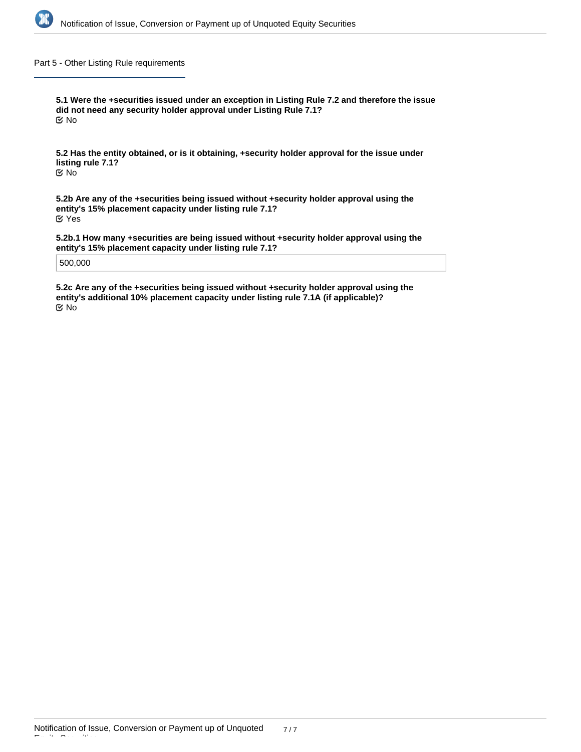## Part 5 - Other Listing Rule requirements

**5.1 Were the +securities issued under an exception in Listing Rule 7.2 and therefore the issue did not need any security holder approval under Listing Rule 7.1?**

No

**5.2 Has the entity obtained, or is it obtaining, +security holder approval for the issue under listing rule 7.1?**

No

**5.2b Are any of the +securities being issued without +security holder approval using the entity's 15% placement capacity under listing rule 7.1?**

Yes

**5.2b.1 How many +securities are being issued without +security holder approval using the entity's 15% placement capacity under listing rule 7.1?**

500,000

**5.2c Are any of the +securities being issued without +security holder approval using the entity's additional 10% placement capacity under listing rule 7.1A (if applicable)?**

No